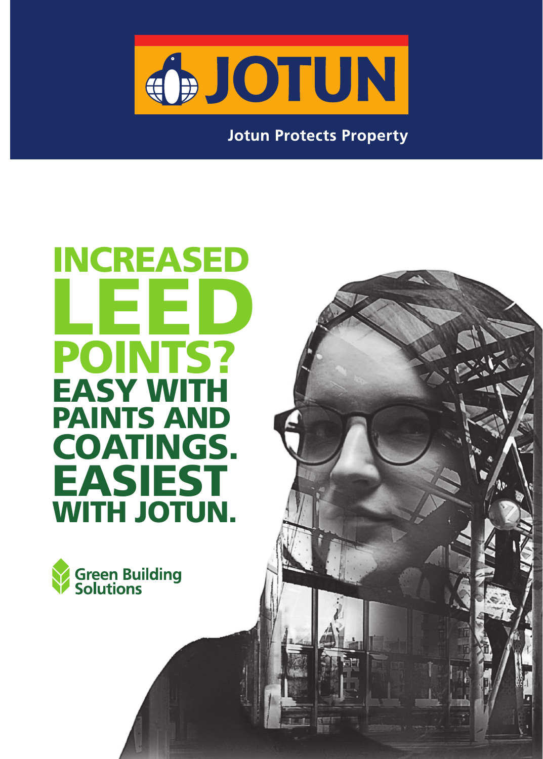JOTUN

Jotun Protects Property

# INCREASED LEED POINTS? EASY WITH PAINTS AND COATINGS. EASIEST WITH JOTUN.

Green Building Solutions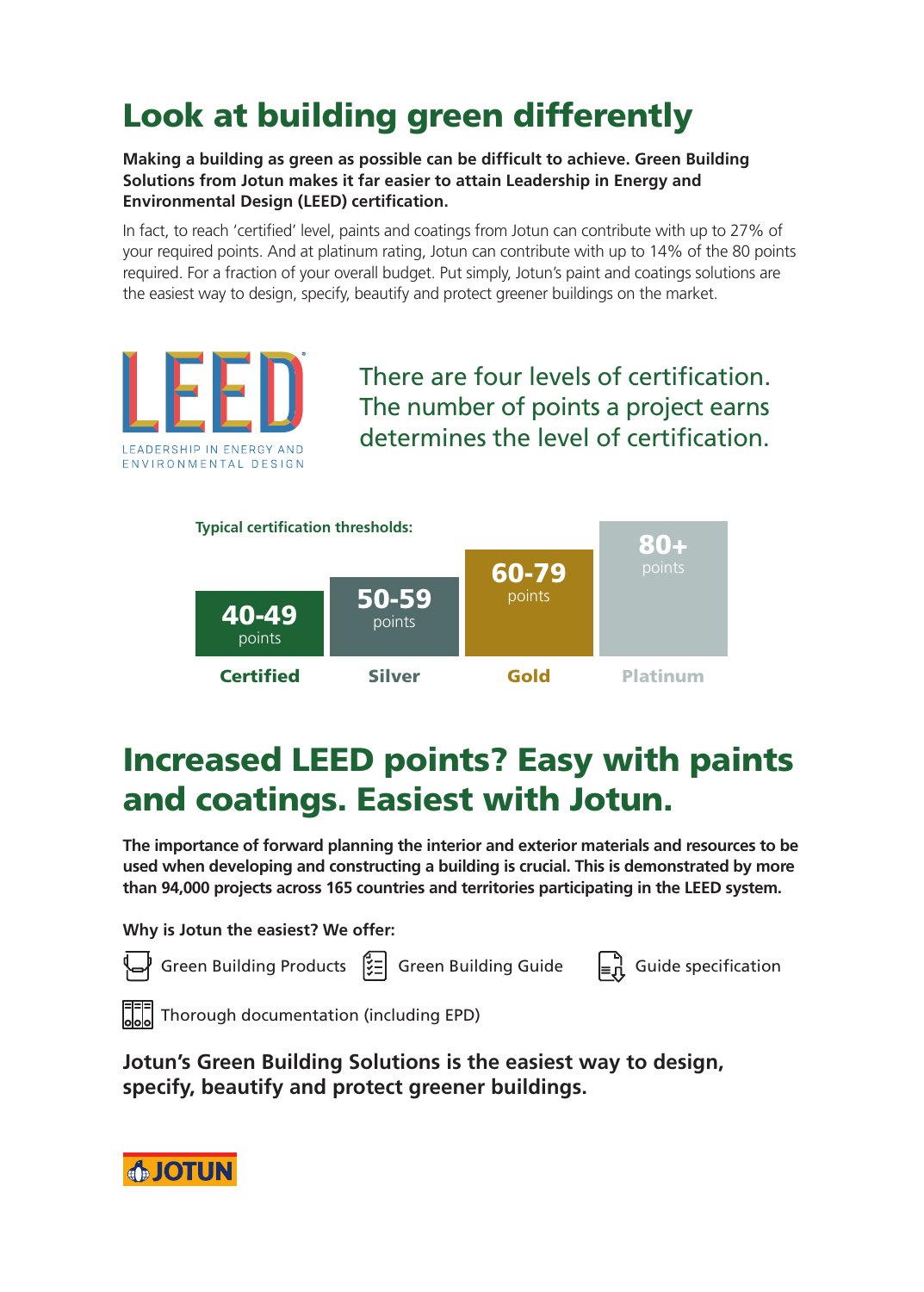# Look at building green differently

**Making a building as green as possible can be difficult to achieve. Green Building Solutions from Jotun makes it far easier to attain Leadership in Energy and Environmental Design (LEED) certification.**

In fact, to reach 'certified' level, paints and coatings from Jotun can contribute with up to 27% of your required points. And at platinum rating, Jotun can contribute with up to 14% of the 80 points required. For a fraction of your overall budget. Put simply, Jotun's paint and coatings solutions are the easiest way to design, specify, beautify and protect greener buildings on the market.

LEED
LEADERSHIP IN ENERGY AND ENVIRONMENTAL DESIGN

There are four levels of certification. The number of points a project earns determines the level of certification.

**Typical certification thresholds:**

| Certified | Silver | Gold | Platinum |
| --- | --- | --- | --- |
| 40-49 points | 50-59 points | 60-79 points | 80+ points |

## Increased LEED points? Easy with paints and coatings. Easiest with Jotun.

**The importance of forward planning the interior and exterior materials and resources to be used when developing and constructing a building is crucial. This is demonstrated by more than 94,000 projects across 165 countries and territories participating in the LEED system.**

**Why is Jotun the easiest? We offer:**

- Green Building Products
- Green Building Guide
- Guide specification
- Thorough documentation (including EPD)

**Jotun's Green Building Solutions is the easiest way to design, specify, beautify and protect greener buildings.**

JOTUN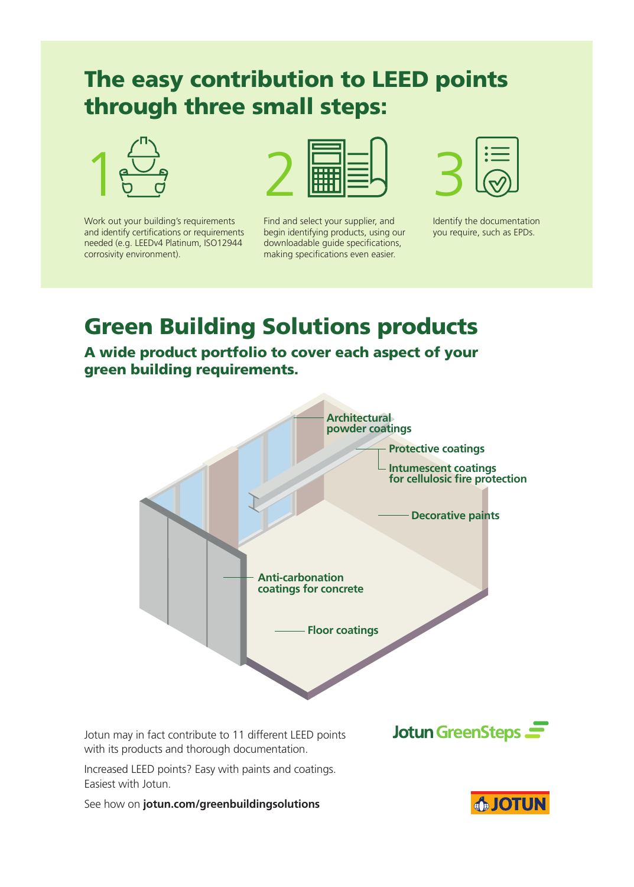# The easy contribution to LEED points through three small steps:

1. Work out your building's requirements and identify certifications or requirements needed (e.g. LEEDv4 Platinum, ISO12944 corrosivity environment).

2. Find and select your supplier, and begin identifying products, using our downloadable guide specifications, making specifications even easier.

3. Identify the documentation you require, such as EPDs.

# Green Building Solutions products

## A wide product portfolio to cover each aspect of your green building requirements.

**Architectural powder coatings**

**Protective coatings**

**Intumescent coatings for cellulosic fire protection**

**Decorative paints**

**Anti-carbonation coatings for concrete**

**Floor coatings**

Jotun may in fact contribute to 11 different LEED points with its products and thorough documentation.

Increased LEED points? Easy with paints and coatings. Easiest with Jotun.

See how on **jotun.com/greenbuildingsolutions**

Jotun GreenSteps

JOTUN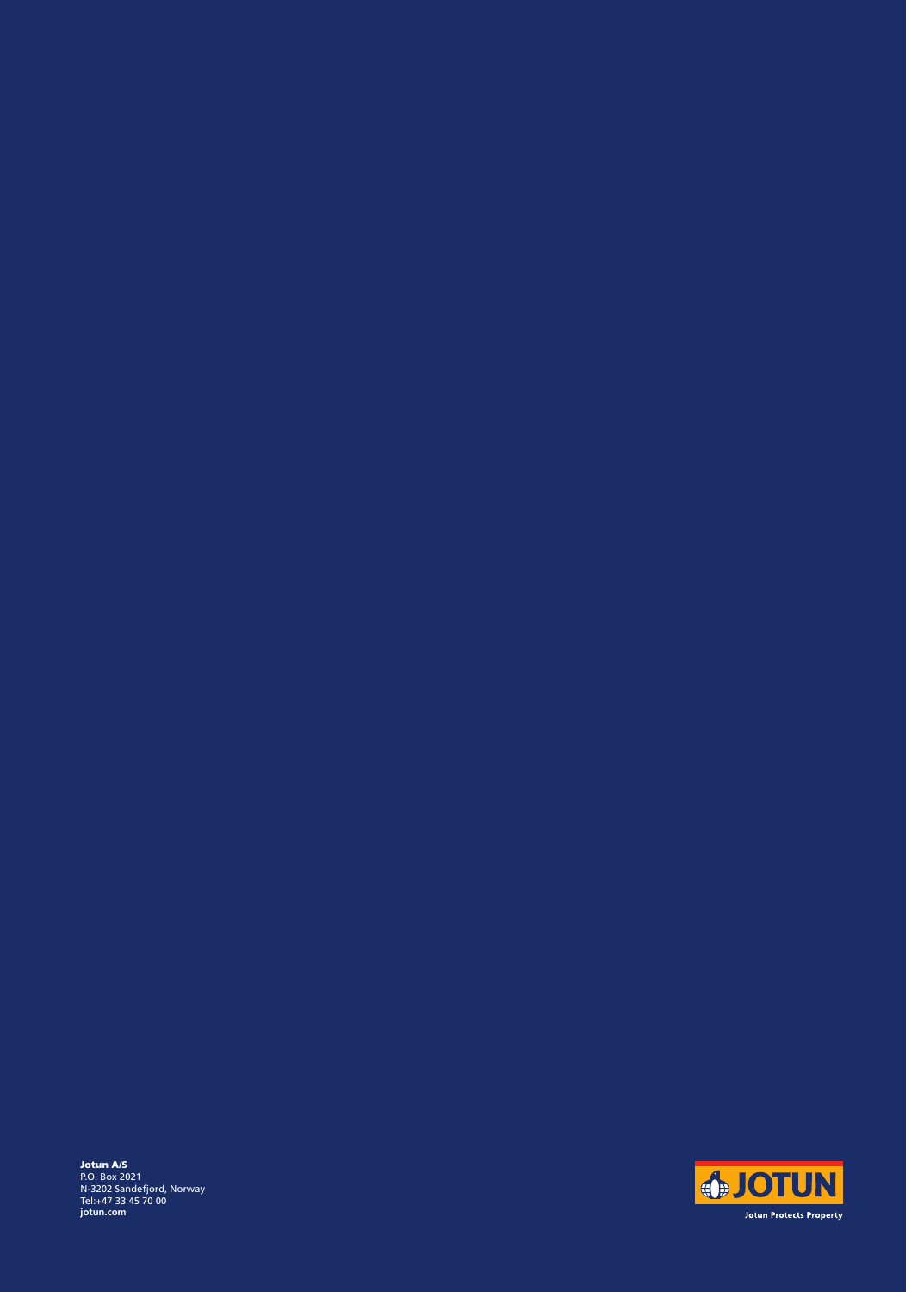**Jotun A/S**
P.O. Box 2021
N-3202 Sandefjord, Norway
Tel:+47 33 45 70 00
**jotun.com**

JOTUN

Jotun Protects Property